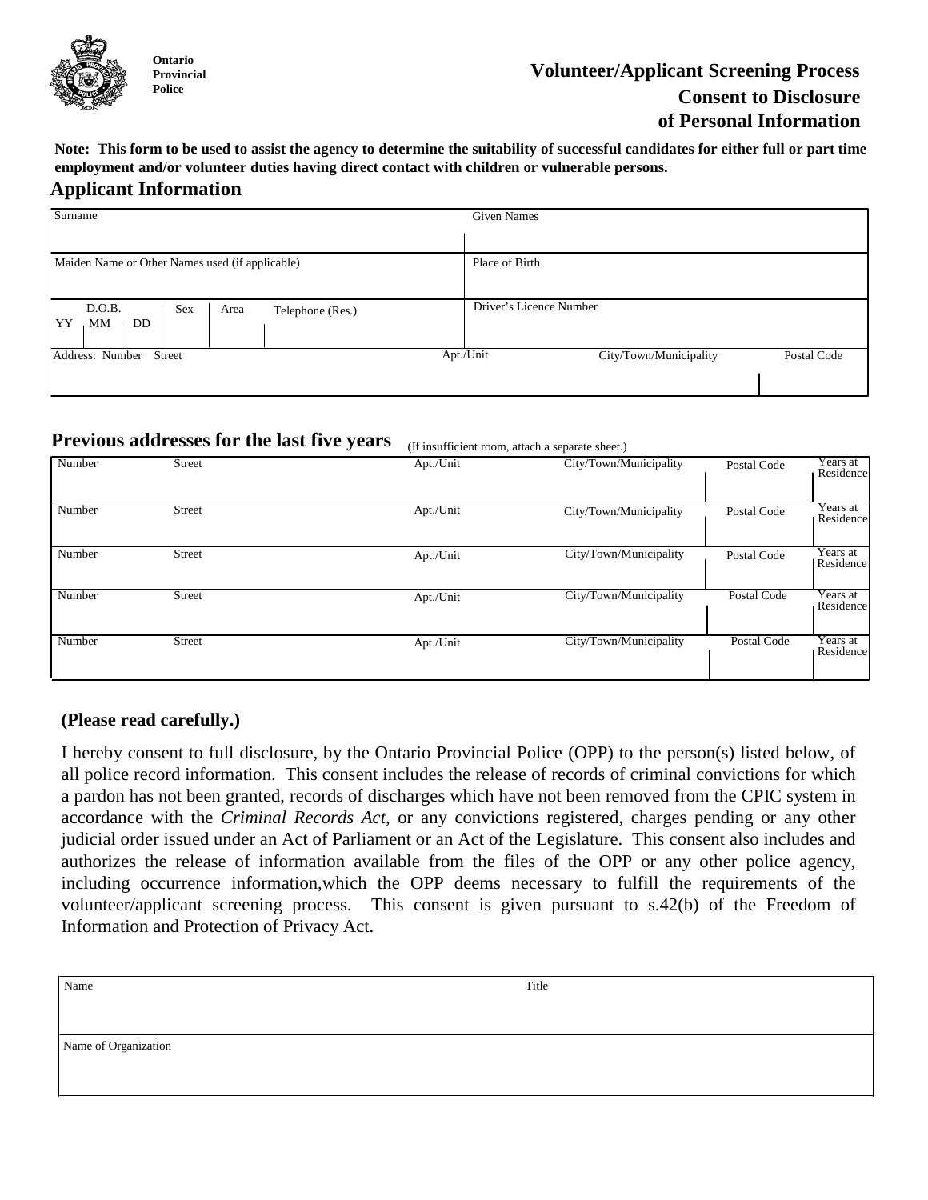Ontario Provincial Police

# Volunteer/Applicant Screening Process
## Consent to Disclosure of Personal Information

**Note: This form to be used to assist the agency to determine the suitability of successful candidates for either full or part time employment and/or volunteer duties having direct contact with children or vulnerable persons.**

## Applicant Information

| Surname | | | | | Given Names | |
|---|---|---|---|---|---|---|
| | | | | | | |
| Maiden Name or Other Names used (if applicable) | | | | | Place of Birth | |
| | | | | | | |
| D.O.B. YY MM DD | Sex | Area | Telephone (Res.) | | Driver's Licence Number | |
| | | | | | | |
| Address: Number Street | | | | Apt./Unit | City/Town/Municipality | Postal Code |
| | | | | | | |

## Previous addresses for the last five years

(If insufficient room, attach a separate sheet.)

| Number | Street | Apt./Unit | City/Town/Municipality | Postal Code | Years at Residence |
|---|---|---|---|---|---|
| | | | | | |
| | | | | | |
| | | | | | |
| | | | | | |
| | | | | | |

**(Please read carefully.)**

I hereby consent to full disclosure, by the Ontario Provincial Police (OPP) to the person(s) listed below, of all police record information. This consent includes the release of records of criminal convictions for which a pardon has not been granted, records of discharges which have not been removed from the CPIC system in accordance with the *Criminal Records Act*, or any convictions registered, charges pending or any other judicial order issued under an Act of Parliament or an Act of the Legislature. This consent also includes and authorizes the release of information available from the files of the OPP or any other police agency, including occurrence information,which the OPP deems necessary to fulfill the requirements of the volunteer/applicant screening process. This consent is given pursuant to s.42(b) of the Freedom of Information and Protection of Privacy Act.

| Name | Title |
|---|---|
| | |
| Name of Organization | |
| | |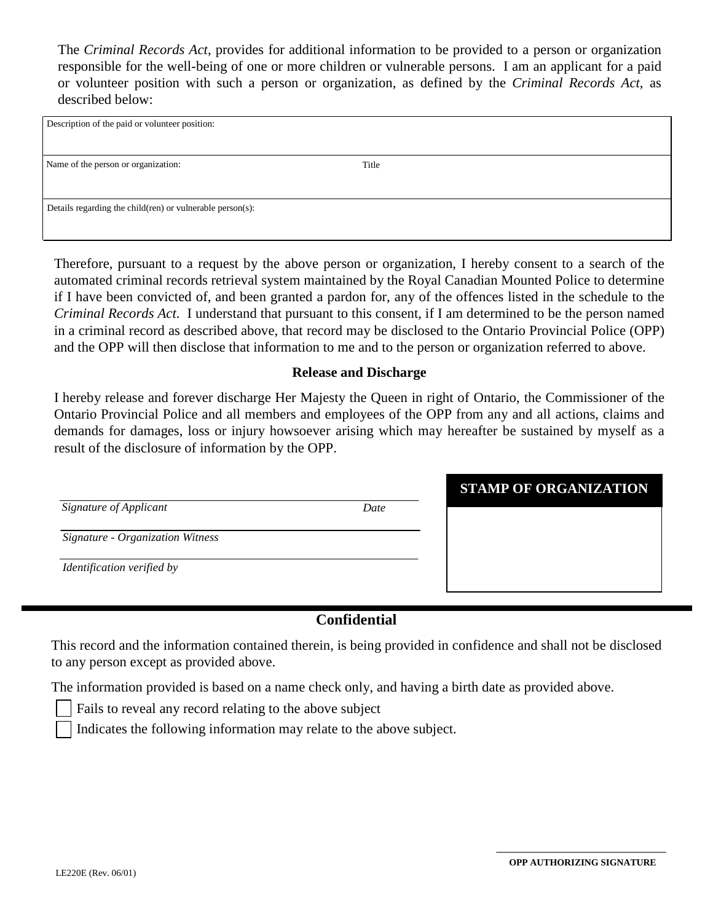The *Criminal Records Act*, provides for additional information to be provided to a person or organization responsible for the well-being of one or more children or vulnerable persons. I am an applicant for a paid or volunteer position with such a person or organization, as defined by the *Criminal Records Act*, as described below:

| | |
|---|---|
| Description of the paid or volunteer position: | |
| Name of the person or organization: | Title |
| Details regarding the child(ren) or vulnerable person(s): | |

Therefore, pursuant to a request by the above person or organization, I hereby consent to a search of the automated criminal records retrieval system maintained by the Royal Canadian Mounted Police to determine if I have been convicted of, and been granted a pardon for, any of the offences listed in the schedule to the *Criminal Records Act*. I understand that pursuant to this consent, if I am determined to be the person named in a criminal record as described above, that record may be disclosed to the Ontario Provincial Police (OPP) and the OPP will then disclose that information to me and to the person or organization referred to above.

**Release and Discharge**

I hereby release and forever discharge Her Majesty the Queen in right of Ontario, the Commissioner of the Ontario Provincial Police and all members and employees of the OPP from any and all actions, claims and demands for damages, loss or injury howsoever arising which may hereafter be sustained by myself as a result of the disclosure of information by the OPP.

*Signature of Applicant* *Date*

*Signature - Organization Witness*

*Identification verified by*

**STAMP OF ORGANIZATION**

## Confidential

This record and the information contained therein, is being provided in confidence and shall not be disclosed to any person except as provided above.

The information provided is based on a name check only, and having a birth date as provided above.

☐ Fails to reveal any record relating to the above subject

☐ Indicates the following information may relate to the above subject.

**OPP AUTHORIZING SIGNATURE**

LE220E (Rev. 06/01)